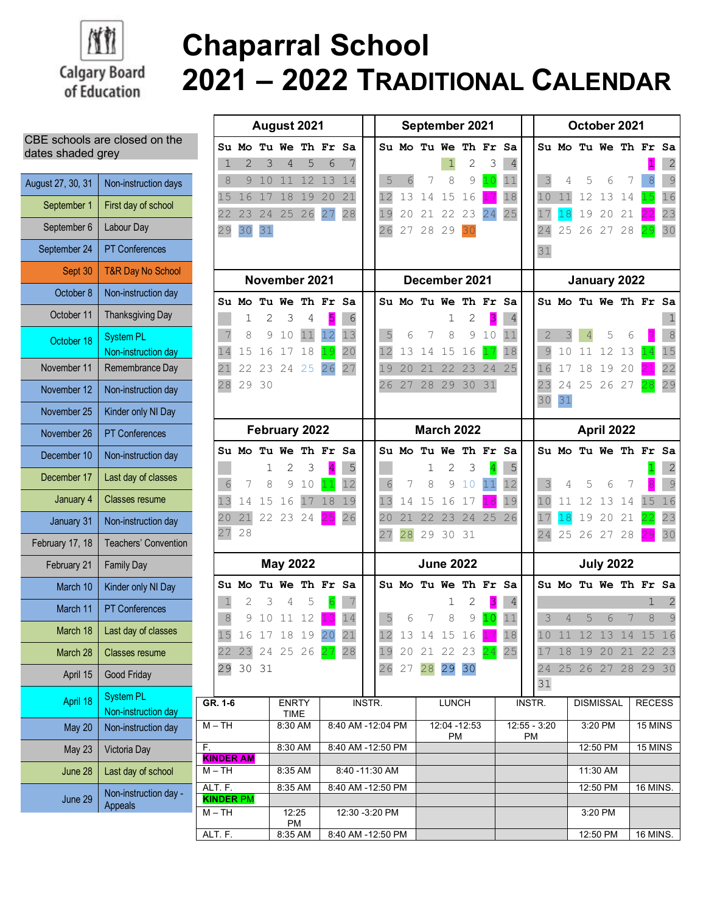# Chaparral School

# 2021 – 2022 Traditional Calendar

Calgary Board of Education

CBE schools are closed on the dates shaded grey

| Date | Event |
|---|---|
| August 27, 30, 31 | Non-instruction days |
| September 1 | First day of school |
| September 6 | Labour Day |
| September 24 | PT Conferences |
| Sept 30 | T&R Day No School |
| October 8 | Non-instruction day |
| October 11 | Thanksgiving Day |
| October 18 | System PL Non-instruction day |
| November 11 | Remembrance Day |
| November 12 | Non-instruction day |
| November 25 | Kinder only NI Day |
| November 26 | PT Conferences |
| December 10 | Non-instruction day |
| December 17 | Last day of classes |
| January 4 | Classes resume |
| January 31 | Non-instruction day |
| February 17, 18 | Teachers' Convention |
| February 21 | Family Day |
| March 10 | Kinder only NI Day |
| March 11 | PT Conferences |
| March 18 | Last day of classes |
| March 28 | Classes resume |
| April 15 | Good Friday |
| April 18 | System PL Non-instruction day |
| May 20 | Non-instruction day |
| May 23 | Victoria Day |
| June 28 | Last day of school |
| June 29 | Non-instruction day - Appeals |

### August 2021

| Su | Mo | Tu | We | Th | Fr | Sa |
|---|---|---|---|---|---|---|
| 1 | 2 | 3 | 4 | 5 | 6 | 7 |
| 8 | 9 | 10 | 11 | 12 | 13 | 14 |
| 15 | 16 | 17 | 18 | 19 | 20 | 21 |
| 22 | 23 | 24 | 25 | 26 | 27 | 28 |
| 29 | 30 | 31 | | | | |

### September 2021

| Su | Mo | Tu | We | Th | Fr | Sa |
|---|---|---|---|---|---|---|
| | | | 1 | 2 | 3 | 4 |
| 5 | 6 | 7 | 8 | 9 | 10 | 11 |
| 12 | 13 | 14 | 15 | 16 | 17 | 18 |
| 19 | 20 | 21 | 22 | 23 | 24 | 25 |
| 26 | 27 | 28 | 29 | 30 | | |

### October 2021

| Su | Mo | Tu | We | Th | Fr | Sa |
|---|---|---|---|---|---|---|
| | | | | | 1 | 2 |
| 3 | 4 | 5 | 6 | 7 | 8 | 9 |
| 10 | 11 | 12 | 13 | 14 | 15 | 16 |
| 17 | 18 | 19 | 20 | 21 | 22 | 23 |
| 24 | 25 | 26 | 27 | 28 | 29 | 30 |
| 31 | | | | | | |

### November 2021

| Su | Mo | Tu | We | Th | Fr | Sa |
|---|---|---|---|---|---|---|
| | 1 | 2 | 3 | 4 | 5 | 6 |
| 7 | 8 | 9 | 10 | 11 | 12 | 13 |
| 14 | 15 | 16 | 17 | 18 | 19 | 20 |
| 21 | 22 | 23 | 24 | 25 | 26 | 27 |
| 28 | 29 | 30 | | | | |

### December 2021

| Su | Mo | Tu | We | Th | Fr | Sa |
|---|---|---|---|---|---|---|
| | | | 1 | 2 | 3 | 4 |
| 5 | 6 | 7 | 8 | 9 | 10 | 11 |
| 12 | 13 | 14 | 15 | 16 | 17 | 18 |
| 19 | 20 | 21 | 22 | 23 | 24 | 25 |
| 26 | 27 | 28 | 29 | 30 | 31 | |

### January 2022

| Su | Mo | Tu | We | Th | Fr | Sa |
|---|---|---|---|---|---|---|
| | | | | | | 1 |
| 2 | 3 | 4 | 5 | 6 | 7 | 8 |
| 9 | 10 | 11 | 12 | 13 | 14 | 15 |
| 16 | 17 | 18 | 19 | 20 | 21 | 22 |
| 23 | 24 | 25 | 26 | 27 | 28 | 29 |
| 30 | 31 | | | | | |

### February 2022

| Su | Mo | Tu | We | Th | Fr | Sa |
|---|---|---|---|---|---|---|
| | | 1 | 2 | 3 | 4 | 5 |
| 6 | 7 | 8 | 9 | 10 | 11 | 12 |
| 13 | 14 | 15 | 16 | 17 | 18 | 19 |
| 20 | 21 | 22 | 23 | 24 | 25 | 26 |
| 27 | 28 | | | | | |

### March 2022

| Su | Mo | Tu | We | Th | Fr | Sa |
|---|---|---|---|---|---|---|
| | | 1 | 2 | 3 | 4 | 5 |
| 6 | 7 | 8 | 9 | 10 | 11 | 12 |
| 13 | 14 | 15 | 16 | 17 | 18 | 19 |
| 20 | 21 | 22 | 23 | 24 | 25 | 26 |
| 27 | 28 | 29 | 30 | 31 | | |

### April 2022

| Su | Mo | Tu | We | Th | Fr | Sa |
|---|---|---|---|---|---|---|
| | | | | | 1 | 2 |
| 3 | 4 | 5 | 6 | 7 | 8 | 9 |
| 10 | 11 | 12 | 13 | 14 | 15 | 16 |
| 17 | 18 | 19 | 20 | 21 | 22 | 23 |
| 24 | 25 | 26 | 27 | 28 | 29 | 30 |

### May 2022

| Su | Mo | Tu | We | Th | Fr | Sa |
|---|---|---|---|---|---|---|
| 1 | 2 | 3 | 4 | 5 | 6 | 7 |
| 8 | 9 | 10 | 11 | 12 | 13 | 14 |
| 15 | 16 | 17 | 18 | 19 | 20 | 21 |
| 22 | 23 | 24 | 25 | 26 | 27 | 28 |
| 29 | 30 | 31 | | | | |

### June 2022

| Su | Mo | Tu | We | Th | Fr | Sa |
|---|---|---|---|---|---|---|
| | | | 1 | 2 | 3 | 4 |
| 5 | 6 | 7 | 8 | 9 | 10 | 11 |
| 12 | 13 | 14 | 15 | 16 | 17 | 18 |
| 19 | 20 | 21 | 22 | 23 | 24 | 25 |
| 26 | 27 | 28 | 29 | 30 | | |

### July 2022

| Su | Mo | Tu | We | Th | Fr | Sa |
|---|---|---|---|---|---|---|
| | | | | | 1 | 2 |
| 3 | 4 | 5 | 6 | 7 | 8 | 9 |
| 10 | 11 | 12 | 13 | 14 | 15 | 16 |
| 17 | 18 | 19 | 20 | 21 | 22 | 23 |
| 24 | 25 | 26 | 27 | 28 | 29 | 30 |
| 31 | | | | | | |

| GR. 1-6 | ENRTY TIME | INSTR. | LUNCH | INSTR. | DISMISSAL | RECESS |
|---|---|---|---|---|---|---|
| M – TH | 8:30 AM | 8:40 AM -12:04 PM | 12:04 -12:53 PM | 12:55 - 3:20 PM | 3:20 PM | 15 MINS |
| F. | 8:30 AM | 8:40 AM -12:50 PM | | | 12:50 PM | 15 MINS |
| **KINDER AM** | | | | | | |
| M – TH | 8:35 AM | 8:40 -11:30 AM | | | 11:30 AM | |
| ALT. F. | 8:35 AM | 8:40 AM -12:50 PM | | | 12:50 PM | 16 MINS. |
| **KINDER PM** | | | | | | |
| M – TH | 12:25 PM | 12:30 -3:20 PM | | | 3:20 PM | |
| ALT. F. | 8:35 AM | 8:40 AM -12:50 PM | | | 12:50 PM | 16 MINS. |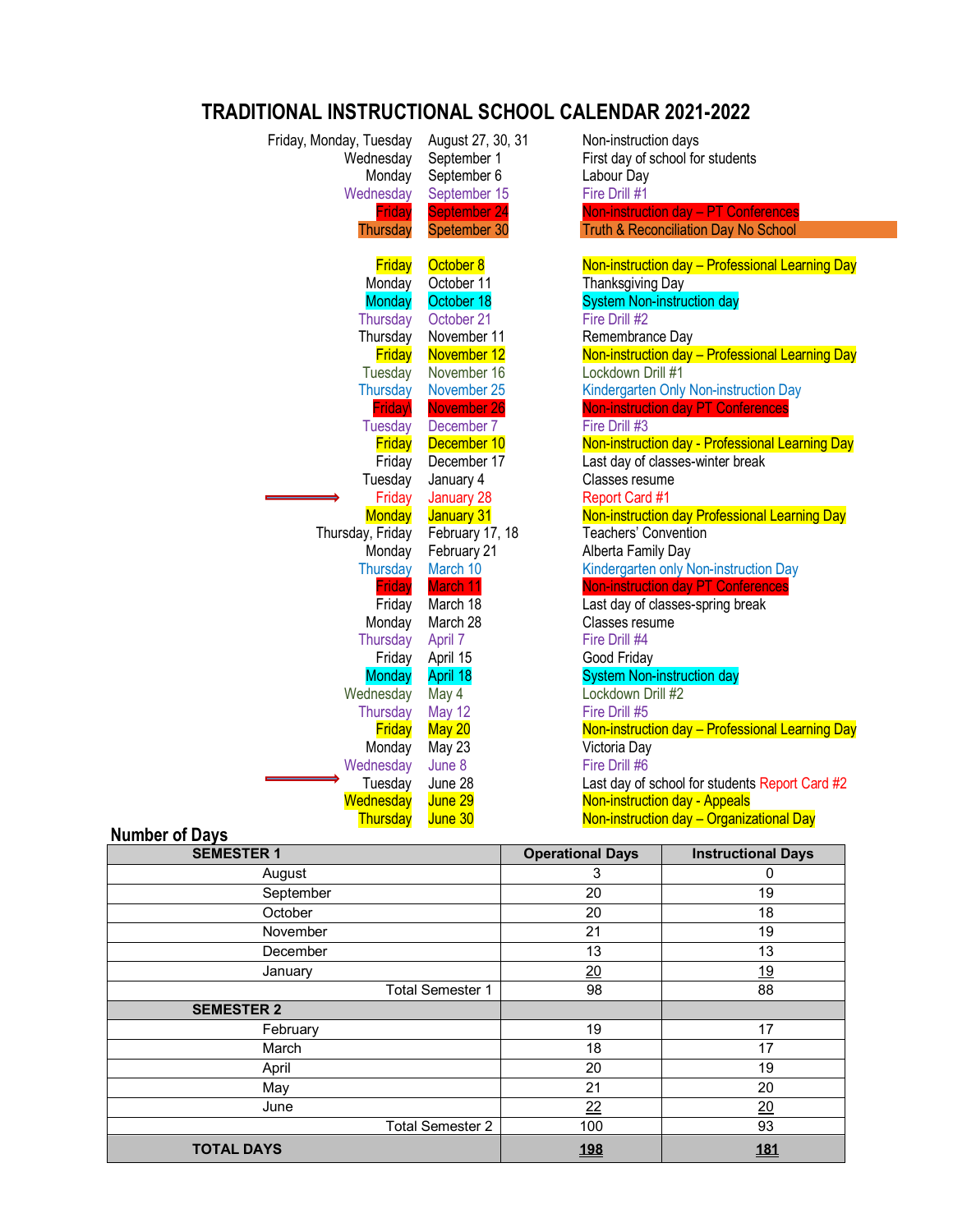# TRADITIONAL INSTRUCTIONAL SCHOOL CALENDAR 2021-2022

| Day | Date | Event |
|---|---|---|
| Friday, Monday, Tuesday | August 27, 30, 31 | Non-instruction days |
| Wednesday | September 1 | First day of school for students |
| Monday | September 6 | Labour Day |
| Wednesday | September 15 | Fire Drill #1 |
| Friday | September 24 | Non-instruction day – PT Conferences |
| Thursday | Spetember 30 | Truth & Reconciliation Day No School |
| Friday | October 8 | Non-instruction day – Professional Learning Day |
| Monday | October 11 | Thanksgiving Day |
| Monday | October 18 | System Non-instruction day |
| Thursday | October 21 | Fire Drill #2 |
| Thursday | November 11 | Remembrance Day |
| Friday | November 12 | Non-instruction day – Professional Learning Day |
| Tuesday | November 16 | Lockdown Drill #1 |
| Thursday | November 25 | Kindergarten Only Non-instruction Day |
| Friday\ | November 26 | Non-instruction day PT Conferences |
| Tuesday | December 7 | Fire Drill #3 |
| Friday | December 10 | Non-instruction day - Professional Learning Day |
| Friday | December 17 | Last day of classes-winter break |
| Tuesday | January 4 | Classes resume |
| ⇒ Friday | January 28 | Report Card #1 |
| Monday | January 31 | Non-instruction day Professional Learning Day |
| Thursday, Friday | February 17, 18 | Teachers' Convention |
| Monday | February 21 | Alberta Family Day |
| Thursday | March 10 | Kindergarten only Non-instruction Day |
| Friday | March 11 | Non-instruction day PT Conferences |
| Friday | March 18 | Last day of classes-spring break |
| Monday | March 28 | Classes resume |
| Thursday | April 7 | Fire Drill #4 |
| Friday | April 15 | Good Friday |
| Monday | April 18 | System Non-instruction day |
| Wednesday | May 4 | Lockdown Drill #2 |
| Thursday | May 12 | Fire Drill #5 |
| Friday | May 20 | Non-instruction day – Professional Learning Day |
| Monday | May 23 | Victoria Day |
| Wednesday | June 8 | Fire Drill #6 |
| ⇒ Tuesday | June 28 | Last day of school for students Report Card #2 |
| Wednesday | June 29 | Non-instruction day - Appeals |
| Thursday | June 30 | Non-instruction day – Organizational Day |

## Number of Days

| SEMESTER 1 | Operational Days | Instructional Days |
|---|---|---|
| August | 3 | 0 |
| September | 20 | 19 |
| October | 20 | 18 |
| November | 21 | 19 |
| December | 13 | 13 |
| January | 20 | 19 |
| Total Semester 1 | 98 | 88 |
| **SEMESTER 2** | | |
| February | 19 | 17 |
| March | 18 | 17 |
| April | 20 | 19 |
| May | 21 | 20 |
| June | 22 | 20 |
| Total Semester 2 | 100 | 93 |
| **TOTAL DAYS** | **198** | **181** |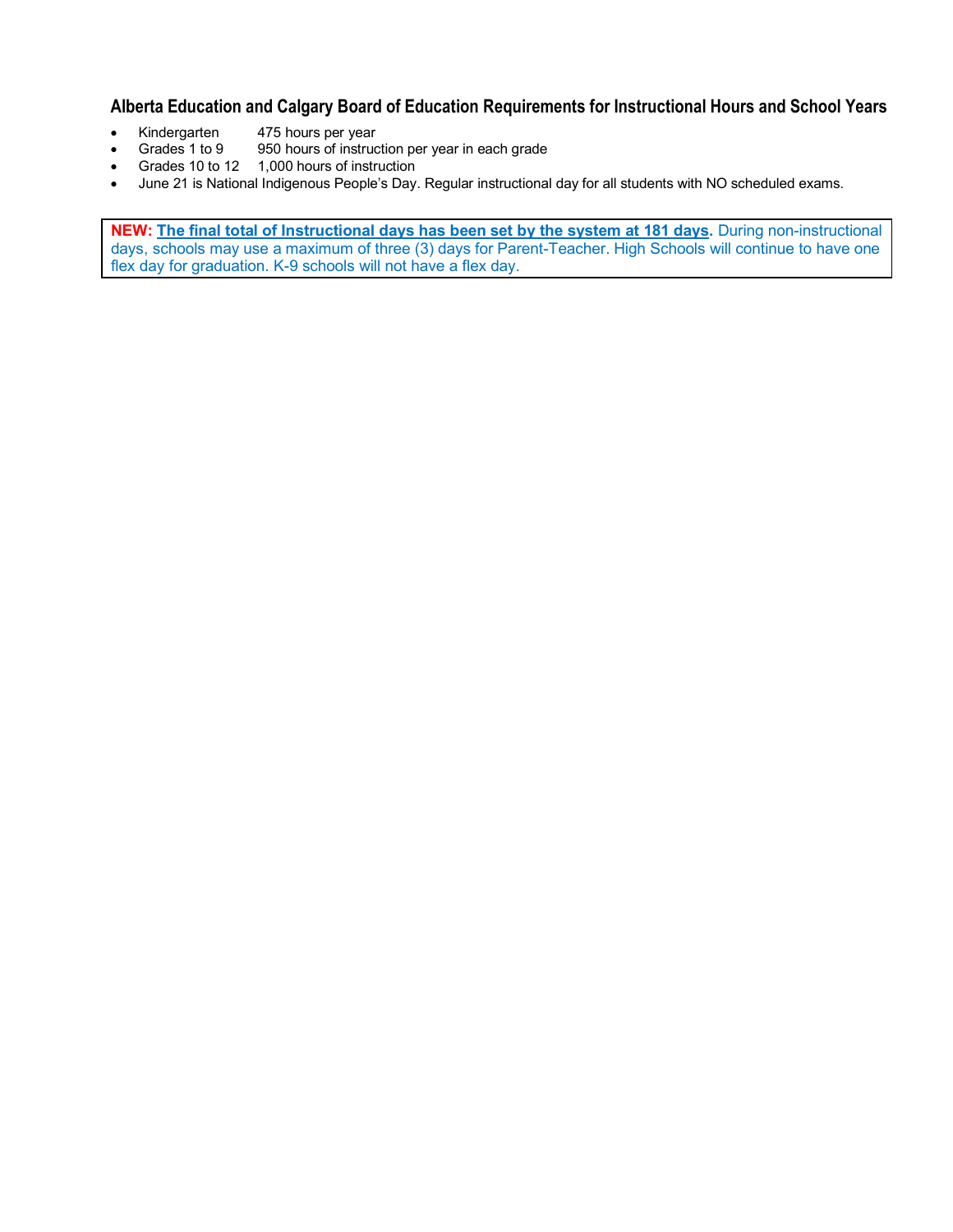### Alberta Education and Calgary Board of Education Requirements for Instructional Hours and School Years

- Kindergarten 475 hours per year
- Grades 1 to 9 950 hours of instruction per year in each grade
- Grades 10 to 12 1,000 hours of instruction
- June 21 is National Indigenous People's Day. Regular instructional day for all students with NO scheduled exams.

**NEW:** **The final total of Instructional days has been set by the system at 181 days.** During non-instructional days, schools may use a maximum of three (3) days for Parent-Teacher. High Schools will continue to have one flex day for graduation. K-9 schools will not have a flex day.